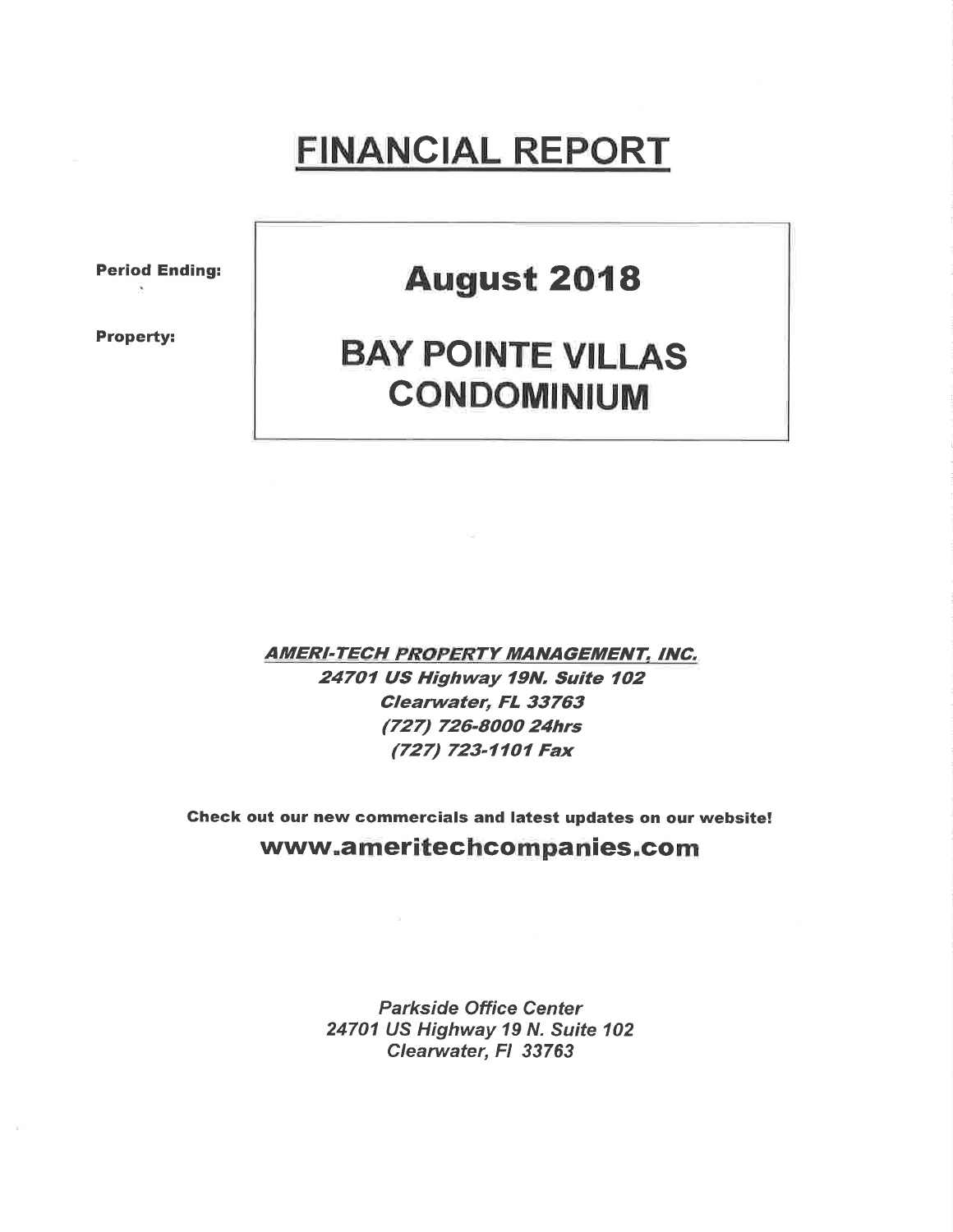# FINANCIAL REPORT

**Period Ending:** **August 2018**

**Property:** **BAY POINTE VILLAS CONDOMINIUM**

***AMERI-TECH PROPERTY MANAGEMENT, INC.***
*24701 US Highway 19N. Suite 102*
*Clearwater, FL 33763*
*(727) 726-8000 24hrs*
*(727) 723-1101 Fax*

**Check out our new commercials and latest updates on our website!**

**www.ameritechcompanies.com**

*Parkside Office Center*
*24701 US Highway 19 N. Suite 102*
*Clearwater, Fl 33763*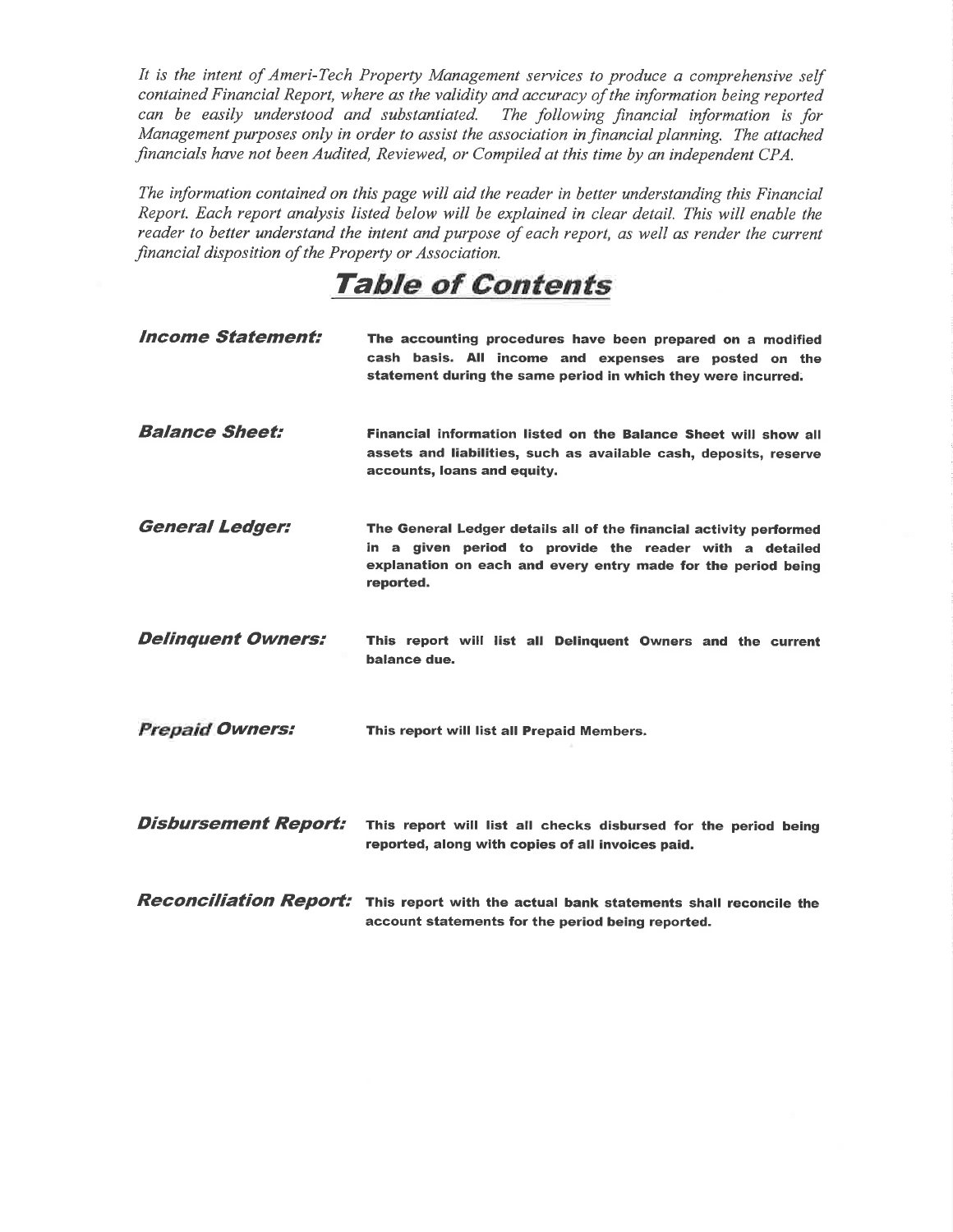*It is the intent of Ameri-Tech Property Management services to produce a comprehensive self contained Financial Report, where as the validity and accuracy of the information being reported can be easily understood and substantiated. The following financial information is for Management purposes only in order to assist the association in financial planning. The attached financials have not been Audited, Reviewed, or Compiled at this time by an independent CPA.*

*The information contained on this page will aid the reader in better understanding this Financial Report. Each report analysis listed below will be explained in clear detail. This will enable the reader to better understand the intent and purpose of each report, as well as render the current financial disposition of the Property or Association.*

# Table of Contents

| | |
|---|---|
| ***Income Statement:*** | **The accounting procedures have been prepared on a modified cash basis. All income and expenses are posted on the statement during the same period in which they were incurred.** |
| ***Balance Sheet:*** | **Financial information listed on the Balance Sheet will show all assets and liabilities, such as available cash, deposits, reserve accounts, loans and equity.** |
| ***General Ledger:*** | **The General Ledger details all of the financial activity performed in a given period to provide the reader with a detailed explanation on each and every entry made for the period being reported.** |
| ***Delinquent Owners:*** | **This report will list all Delinquent Owners and the current balance due.** |
| ***Prepaid Owners:*** | **This report will list all Prepaid Members.** |
| ***Disbursement Report:*** | **This report will list all checks disbursed for the period being reported, along with copies of all invoices paid.** |
| ***Reconciliation Report:*** | **This report with the actual bank statements shall reconcile the account statements for the period being reported.** |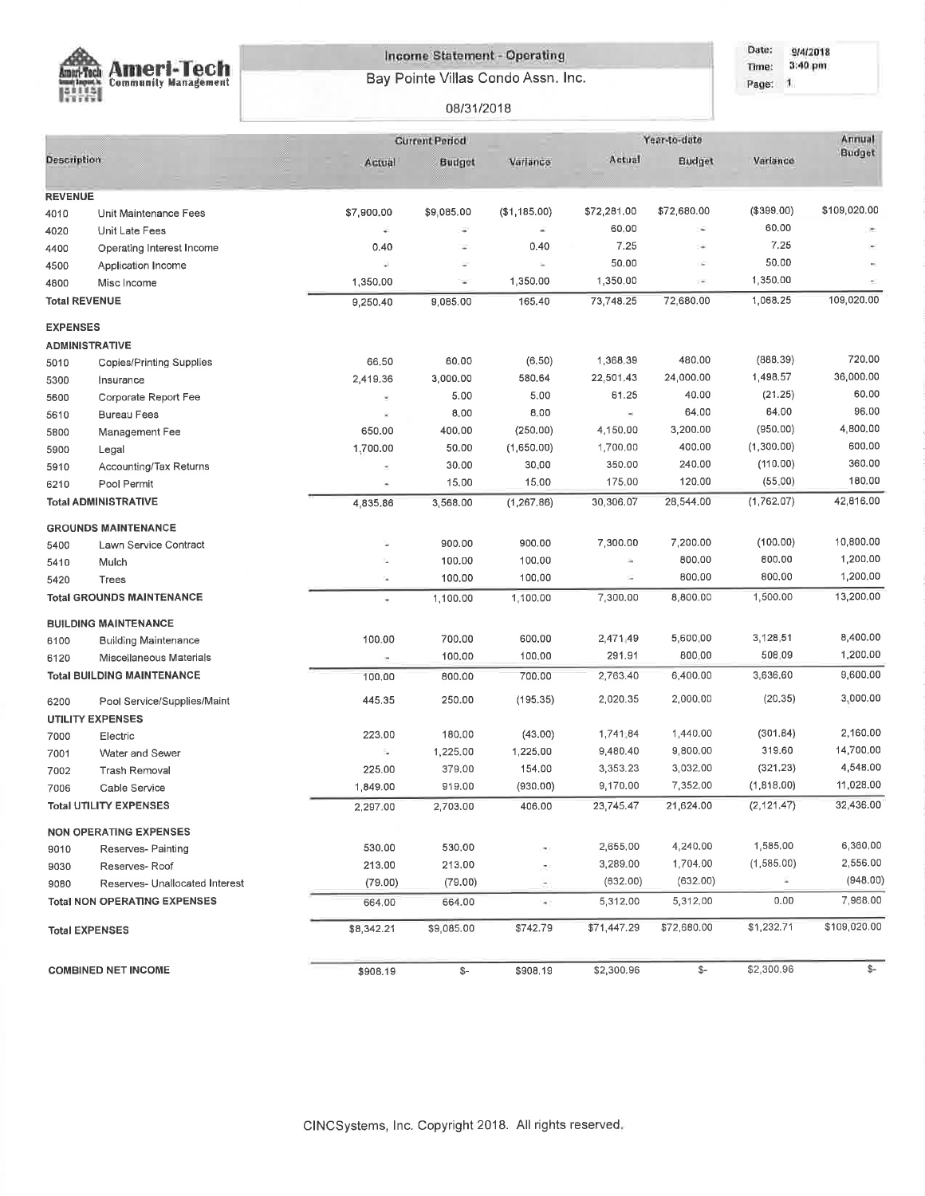**Ameri-Tech Community Management**

## Income Statement - Operating

Bay Pointe Villas Condo Assn. Inc.

08/31/2018

Date: 9/4/2018
Time: 3:40 pm

| Description | | Current Period Actual | Current Period Budget | Current Period Variance | Year-to-date Actual | Year-to-date Budget | Year-to-date Variance | Annual Budget |
|---|---|---|---|---|---|---|---|---|
| **REVENUE** | | | | | | | | |
| 4010 | Unit Maintenance Fees | $7,900.00 | $9,085.00 | ($1,185.00) | $72,281.00 | $72,680.00 | ($399.00) | $109,020.00 |
| 4020 | Unit Late Fees | - | - | - | 60.00 | - | 60.00 | - |
| 4400 | Operating Interest Income | 0.40 | - | 0.40 | 7.25 | - | 7.25 | - |
| 4500 | Application Income | - | - | - | 50.00 | - | 50.00 | - |
| 4800 | Misc Income | 1,350.00 | - | 1,350.00 | 1,350.00 | - | 1,350.00 | - |
| **Total REVENUE** | | 9,250.40 | 9,085.00 | 165.40 | 73,748.25 | 72,680.00 | 1,068.25 | 109,020.00 |
| **EXPENSES** | | | | | | | | |
| **ADMINISTRATIVE** | | | | | | | | |
| 5010 | Copies/Printing Supplies | 66.50 | 60.00 | (6.50) | 1,368.39 | 480.00 | (888.39) | 720.00 |
| 5300 | Insurance | 2,419.36 | 3,000.00 | 580.64 | 22,501.43 | 24,000.00 | 1,498.57 | 36,000.00 |
| 5600 | Corporate Report Fee | - | 5.00 | 5.00 | 61.25 | 40.00 | (21.25) | 60.00 |
| 5610 | Bureau Fees | - | 8.00 | 8.00 | - | 64.00 | 64.00 | 96.00 |
| 5800 | Management Fee | 650.00 | 400.00 | (250.00) | 4,150.00 | 3,200.00 | (950.00) | 4,800.00 |
| 5900 | Legal | 1,700.00 | 50.00 | (1,650.00) | 1,700.00 | 400.00 | (1,300.00) | 600.00 |
| 5910 | Accounting/Tax Returns | - | 30.00 | 30.00 | 350.00 | 240.00 | (110.00) | 360.00 |
| 6210 | Pool Permit | - | 15.00 | 15.00 | 175.00 | 120.00 | (55.00) | 180.00 |
| **Total ADMINISTRATIVE** | | 4,835.86 | 3,568.00 | (1,267.86) | 30,306.07 | 28,544.00 | (1,762.07) | 42,816.00 |
| **GROUNDS MAINTENANCE** | | | | | | | | |
| 5400 | Lawn Service Contract | - | 900.00 | 900.00 | 7,300.00 | 7,200.00 | (100.00) | 10,800.00 |
| 5410 | Mulch | - | 100.00 | 100.00 | - | 800.00 | 800.00 | 1,200.00 |
| 5420 | Trees | - | 100.00 | 100.00 | - | 800.00 | 800.00 | 1,200.00 |
| **Total GROUNDS MAINTENANCE** | | - | 1,100.00 | 1,100.00 | 7,300.00 | 8,800.00 | 1,500.00 | 13,200.00 |
| **BUILDING MAINTENANCE** | | | | | | | | |
| 6100 | Building Maintenance | 100.00 | 700.00 | 600.00 | 2,471.49 | 5,600.00 | 3,128.51 | 8,400.00 |
| 6120 | Miscellaneous Materials | - | 100.00 | 100.00 | 291.91 | 800.00 | 508.09 | 1,200.00 |
| **Total BUILDING MAINTENANCE** | | 100.00 | 800.00 | 700.00 | 2,763.40 | 6,400.00 | 3,636.60 | 9,600.00 |
| 6200 | Pool Service/Supplies/Maint | 445.35 | 250.00 | (195.35) | 2,020.35 | 2,000.00 | (20.35) | 3,000.00 |
| **UTILITY EXPENSES** | | | | | | | | |
| 7000 | Electric | 223.00 | 180.00 | (43.00) | 1,741.84 | 1,440.00 | (301.84) | 2,160.00 |
| 7001 | Water and Sewer | - | 1,225.00 | 1,225.00 | 9,480.40 | 9,800.00 | 319.60 | 14,700.00 |
| 7002 | Trash Removal | 225.00 | 379.00 | 154.00 | 3,353.23 | 3,032.00 | (321.23) | 4,548.00 |
| 7006 | Cable Service | 1,849.00 | 919.00 | (930.00) | 9,170.00 | 7,352.00 | (1,818.00) | 11,028.00 |
| **Total UTILITY EXPENSES** | | 2,297.00 | 2,703.00 | 406.00 | 23,745.47 | 21,624.00 | (2,121.47) | 32,436.00 |
| **NON OPERATING EXPENSES** | | | | | | | | |
| 9010 | Reserves- Painting | 530.00 | 530.00 | - | 2,655.00 | 4,240.00 | 1,585.00 | 6,360.00 |
| 9030 | Reserves- Roof | 213.00 | 213.00 | - | 3,289.00 | 1,704.00 | (1,585.00) | 2,556.00 |
| 9080 | Reserves- Unallocated Interest | (79.00) | (79.00) | - | (632.00) | (632.00) | - | (948.00) |
| **Total NON OPERATING EXPENSES** | | 664.00 | 664.00 | - | 5,312.00 | 5,312.00 | 0.00 | 7,968.00 |
| **Total EXPENSES** | | $8,342.21 | $9,085.00 | $742.79 | $71,447.29 | $72,680.00 | $1,232.71 | $109,020.00 |
| **COMBINED NET INCOME** | | $908.19 | $- | $908.19 | $2,300.96 | $- | $2,300.96 | $- |

CINCSystems, Inc. Copyright 2018. All rights reserved.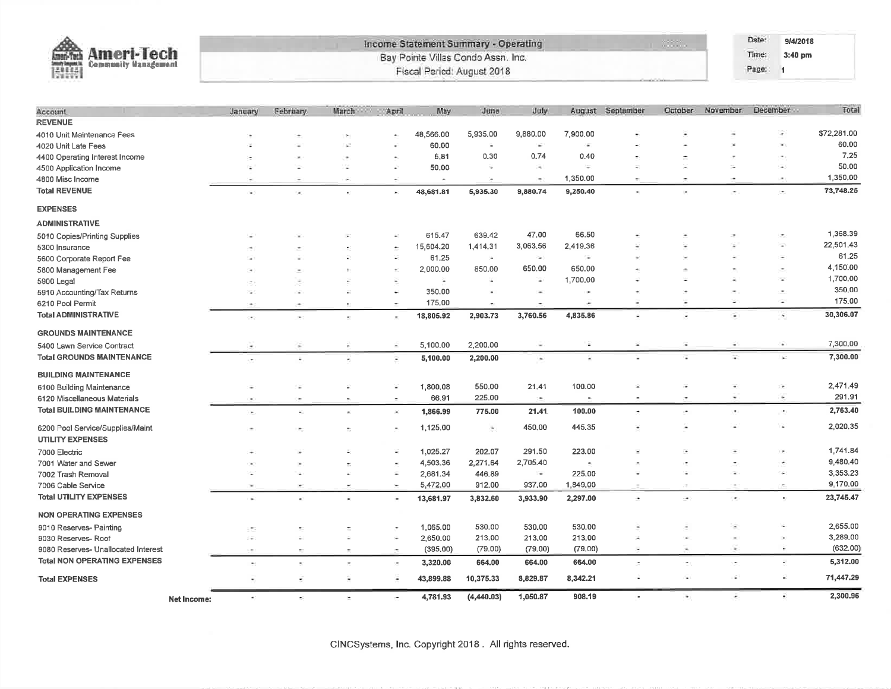Ameri-Tech Community Management

**Income Statement Summary - Operating**

Bay Pointe Villas Condo Assn. Inc.

Fiscal Period: August 2018

Date: 9/4/2018
Time: 3:40 pm
Page: 1

| Account | January | February | March | April | May | June | July | August | September | October | November | December | Total |
|---|---|---|---|---|---|---|---|---|---|---|---|---|---|
| **REVENUE** | | | | | | | | | | | | | |
| 4010 Unit Maintenance Fees | - | - | - | - | 48,566.00 | 5,935.00 | 9,880.00 | 7,900.00 | - | - | - | - | $72,281.00 |
| 4020 Unit Late Fees | - | - | - | - | 60.00 | - | - | - | - | - | - | - | 60.00 |
| 4400 Operating Interest Income | - | - | - | - | 5.81 | 0.30 | 0.74 | 0.40 | - | - | - | - | 7.25 |
| 4500 Application Income | - | - | - | - | 50.00 | - | - | - | - | - | - | - | 50.00 |
| 4800 Misc Income | - | - | - | - | - | - | - | 1,350.00 | - | - | - | - | 1,350.00 |
| **Total REVENUE** | - | - | - | - | 48,681.81 | 5,935.30 | 9,880.74 | 9,250.40 | - | - | - | - | 73,748.25 |
| **EXPENSES** | | | | | | | | | | | | | |
| **ADMINISTRATIVE** | | | | | | | | | | | | | |
| 5010 Copies/Printing Supplies | - | - | - | - | 615.47 | 639.42 | 47.00 | 66.50 | - | - | - | - | 1,368.39 |
| 5300 Insurance | - | - | - | - | 15,604.20 | 1,414.31 | 3,063.56 | 2,419.36 | - | - | - | - | 22,501.43 |
| 5600 Corporate Report Fee | - | - | - | - | 61.25 | - | - | - | - | - | - | - | 61.25 |
| 5800 Management Fee | - | - | - | - | 2,000.00 | 850.00 | 650.00 | 650.00 | - | - | - | - | 4,150.00 |
| 5900 Legal | - | - | - | - | - | - | - | 1,700.00 | - | - | - | - | 1,700.00 |
| 5910 Accounting/Tax Returns | - | - | - | - | 350.00 | - | - | - | - | - | - | - | 350.00 |
| 6210 Pool Permit | - | - | - | - | 175.00 | - | - | - | - | - | - | - | 175.00 |
| **Total ADMINISTRATIVE** | - | - | - | - | 18,805.92 | 2,903.73 | 3,760.56 | 4,835.86 | - | - | - | - | 30,306.07 |
| **GROUNDS MAINTENANCE** | | | | | | | | | | | | | |
| 5400 Lawn Service Contract | - | - | - | - | 5,100.00 | 2,200.00 | - | - | - | - | - | - | 7,300.00 |
| **Total GROUNDS MAINTENANCE** | - | - | - | - | 5,100.00 | 2,200.00 | - | - | - | - | - | - | 7,300.00 |
| **BUILDING MAINTENANCE** | | | | | | | | | | | | | |
| 6100 Building Maintenance | - | - | - | - | 1,800.08 | 550.00 | 21.41 | 100.00 | - | - | - | - | 2,471.49 |
| 6120 Miscellaneous Materials | - | - | - | - | 66.91 | 225.00 | - | - | - | - | - | - | 291.91 |
| **Total BUILDING MAINTENANCE** | - | - | - | - | 1,866.99 | 775.00 | 21.41 | 100.00 | - | - | - | - | 2,763.40 |
| 6200 Pool Service/Supplies/Maint | - | - | - | - | 1,125.00 | - | 450.00 | 445.35 | - | - | - | - | 2,020.35 |
| **UTILITY EXPENSES** | | | | | | | | | | | | | |
| 7000 Electric | - | - | - | - | 1,025.27 | 202.07 | 291.50 | 223.00 | - | - | - | - | 1,741.84 |
| 7001 Water and Sewer | - | - | - | - | 4,503.36 | 2,271.64 | 2,705.40 | - | - | - | - | - | 9,480.40 |
| 7002 Trash Removal | - | - | - | - | 2,681.34 | 446.89 | - | 225.00 | - | - | - | - | 3,353.23 |
| 7006 Cable Service | - | - | - | - | 5,472.00 | 912.00 | 937.00 | 1,849.00 | - | - | - | - | 9,170.00 |
| **Total UTILITY EXPENSES** | - | - | - | - | 13,681.97 | 3,832.60 | 3,933.90 | 2,297.00 | - | - | - | - | 23,745.47 |
| **NON OPERATING EXPENSES** | | | | | | | | | | | | | |
| 9010 Reserves- Painting | - | - | - | - | 1,065.00 | 530.00 | 530.00 | 530.00 | - | - | - | - | 2,655.00 |
| 9030 Reserves- Roof | - | - | - | - | 2,650.00 | 213.00 | 213.00 | 213.00 | - | - | - | - | 3,289.00 |
| 9080 Reserves- Unallocated Interest | - | - | - | - | (395.00) | (79.00) | (79.00) | (79.00) | - | - | - | - | (632.00) |
| **Total NON OPERATING EXPENSES** | - | - | - | - | 3,320.00 | 664.00 | 664.00 | 664.00 | - | - | - | - | 5,312.00 |
| **Total EXPENSES** | - | - | - | - | 43,899.88 | 10,375.33 | 8,829.87 | 8,342.21 | - | - | - | - | 71,447.29 |
| **Net Income:** | - | - | - | - | 4,781.93 | (4,440.03) | 1,050.87 | 908.19 | - | - | - | - | 2,300.96 |

CINCSystems, Inc. Copyright 2018 . All rights reserved.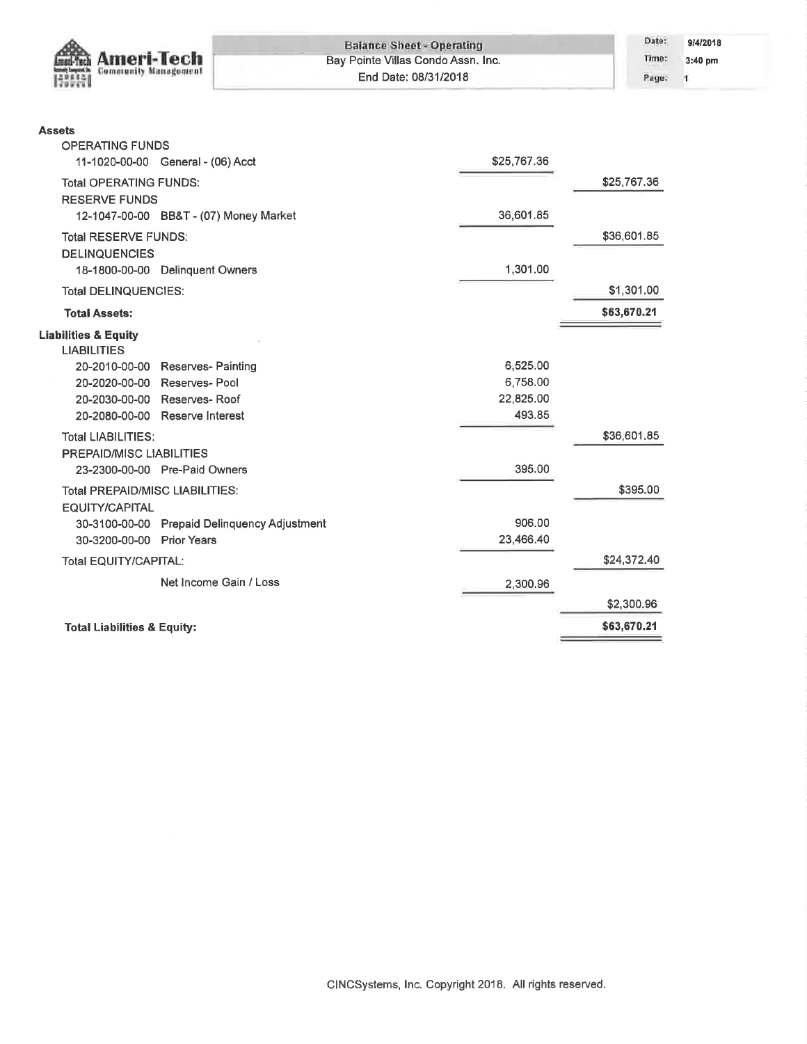**Balance Sheet - Operating**
Bay Pointe Villas Condo Assn. Inc.
End Date: 08/31/2018

Date: 9/4/2018
Time: 3:40 pm

| | | |
|---|---|---|
| **Assets** | | |
| OPERATING FUNDS | | |
| 11-1020-00-00 General - (06) Acct | $25,767.36 | |
| Total OPERATING FUNDS: | | $25,767.36 |
| RESERVE FUNDS | | |
| 12-1047-00-00 BB&T - (07) Money Market | 36,601.85 | |
| Total RESERVE FUNDS: | | $36,601.85 |
| DELINQUENCIES | | |
| 18-1800-00-00 Delinquent Owners | 1,301.00 | |
| Total DELINQUENCIES: | | $1,301.00 |
| **Total Assets:** | | **$63,670.21** |
| **Liabilities & Equity** | | |
| LIABILITIES | | |
| 20-2010-00-00 Reserves- Painting | 6,525.00 | |
| 20-2020-00-00 Reserves- Pool | 6,758.00 | |
| 20-2030-00-00 Reserves- Roof | 22,825.00 | |
| 20-2080-00-00 Reserve Interest | 493.85 | |
| Total LIABILITIES: | | $36,601.85 |
| PREPAID/MISC LIABILITIES | | |
| 23-2300-00-00 Pre-Paid Owners | 395.00 | |
| Total PREPAID/MISC LIABILITIES: | | $395.00 |
| EQUITY/CAPITAL | | |
| 30-3100-00-00 Prepaid Delinquency Adjustment | 906.00 | |
| 30-3200-00-00 Prior Years | 23,466.40 | |
| Total EQUITY/CAPITAL: | | $24,372.40 |
| Net Income Gain / Loss | 2,300.96 | |
| | | $2,300.96 |
| **Total Liabilities & Equity:** | | **$63,670.21** |

CINCSystems, Inc. Copyright 2018. All rights reserved.